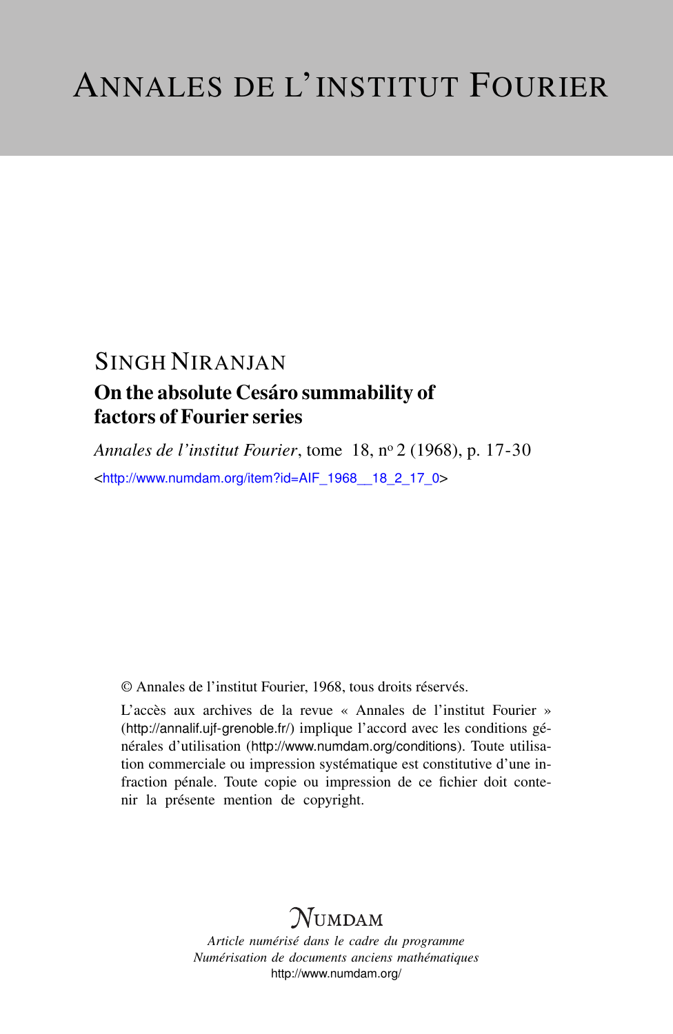# ANNALES DE L'INSTITUT FOURIER

SINGH NIRANJAN

## On the absolute Cesáro summability of factors of Fourier series

*Annales de l'institut Fourier*, tome 18, nº 2 (1968), p. 17-30

<http://www.numdam.org/item?id=AIF_1968__18_2_17_0>

© Annales de l'institut Fourier, 1968, tous droits réservés.

L'accès aux archives de la revue « Annales de l'institut Fourier » (http://annalif.ujf-grenoble.fr/) implique l'accord avec les conditions générales d'utilisation (http://www.numdam.org/conditions). Toute utilisation commerciale ou impression systématique est constitutive d'une infraction pénale. Toute copie ou impression de ce fichier doit contenir la présente mention de copyright.

NUMDAM

*Article numérisé dans le cadre du programme Numérisation de documents anciens mathématiques*
http://www.numdam.org/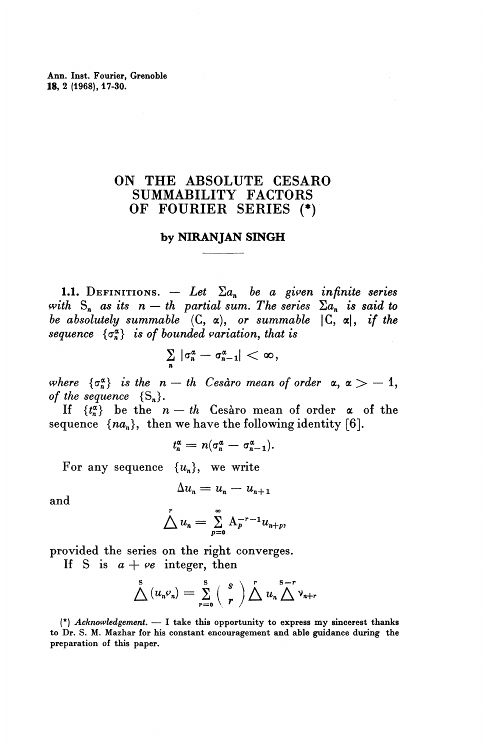# ON THE ABSOLUTE CESARO SUMMABILITY FACTORS OF FOURIER SERIES (*)

**by NIRANJAN SINGH**

---

**1.1.** DEFINITIONS. — *Let $\Sigma a_n$ be a given infinite series with $S_n$ as its $n$ — th partial sum. The series $\Sigma a_n$ is said to be absolutely summable* $(C, \alpha)$, *or summable* $|C, \alpha|$, *if the sequence* $\{\sigma_n^\alpha\}$ *is of bounded variation, that is*

$$\sum_n |\sigma_n^\alpha - \sigma_{n-1}^\alpha| < \infty,$$

*where* $\{\sigma_n^\alpha\}$ *is the* $n$ — *th Cesàro mean of order* $\alpha$, $\alpha > -1$, *of the sequence* $\{S_n\}$.

If $\{t_n^\alpha\}$ be the $n$ — th Cesàro mean of order $\alpha$ of the sequence $\{na_n\}$, then we have the following identity [6].

$$t_n^\alpha = n(\sigma_n^\alpha - \sigma_{n-1}^\alpha).$$

For any sequence $\{u_n\}$, we write

$$\Delta u_n = u_n - u_{n+1}$$

and

$$\overset{r}{\Delta} u_n = \sum_{p=0}^{\infty} A_p^{-r-1} u_{n+p},$$

provided the series on the right converges.

If S is $a + ve$ integer, then

$$\overset{S}{\Delta}(u_n v_n) = \sum_{r=0}^{S} \binom{s}{r} \overset{r}{\Delta} u_n \overset{S-r}{\Delta} v_{n+r}$$

(*) *Acknowledgement.* — I take this opportunity to express my sincerest thanks to Dr. S. M. Mazhar for his constant encouragement and able guidance during the preparation of this paper.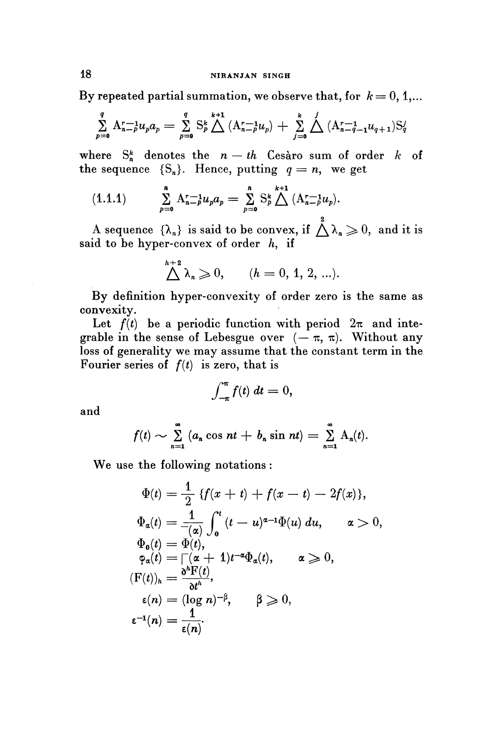By repeated partial summation, we observe that, for $k = 0, 1, \ldots$

$$\sum_{p=0}^{q} A_{n-p}^{r-1} u_p a_p = \sum_{p=0}^{q} S_p^k \overset{k+1}{\Delta} (A_{n-p}^{r-1} u_p) + \sum_{j=0}^{k} \overset{j}{\Delta} (A_{n-q-1}^{r-1} u_{q+1}) S_q^j$$

where $S_n^k$ denotes the $n-th$ Cesàro sum of order $k$ of the sequence $\{S_n\}$. Hence, putting $q = n$, we get

$$(1.1.1) \qquad \sum_{p=0}^{n} A_{n-p}^{r-1} u_p a_p = \sum_{p=0}^{n} S_p^k \overset{k+1}{\Delta} (A_{n-p}^{r-1} u_p).$$

A sequence $\{\lambda_n\}$ is said to be convex, if $\overset{2}{\Delta} \lambda_n \geqslant 0$, and it is said to be hyper-convex of order $h$, if

$$\overset{h+2}{\Delta} \lambda_n \geqslant 0, \qquad (h = 0, 1, 2, \ldots).$$

By definition hyper-convexity of order zero is the same as convexity.

Let $f(t)$ be a periodic function with period $2\pi$ and integrable in the sense of Lebesgue over $(-\pi, \pi)$. Without any loss of generality we may assume that the constant term in the Fourier series of $f(t)$ is zero, that is

$$\int_{-\pi}^{\pi} f(t)\, dt = 0,$$

and

$$f(t) \sim \sum_{n=1}^{\infty} (a_n \cos nt + b_n \sin nt) = \sum_{n=1}^{\infty} A_n(t).$$

We use the following notations:

$$\Phi(t) = \frac{1}{2} \{f(x+t) + f(x-t) - 2f(x)\},$$

$$\Phi_\alpha(t) = \frac{1}{\Gamma(\alpha)} \int_0^t (t-u)^{\alpha-1} \Phi(u)\, du, \qquad \alpha > 0,$$

$$\Phi_0(t) = \Phi(t),$$

$$\varphi_\alpha(t) = \Gamma(\alpha + 1) t^{-\alpha} \Phi_\alpha(t), \qquad \alpha \geqslant 0,$$

$$(F(t))_h = \frac{\partial^h F(t)}{\partial t^h},$$

$$\varepsilon(n) = (\log n)^{-\beta}, \qquad \beta \geqslant 0,$$

$$\varepsilon^{-1}(n) = \frac{1}{\varepsilon(n)}.$$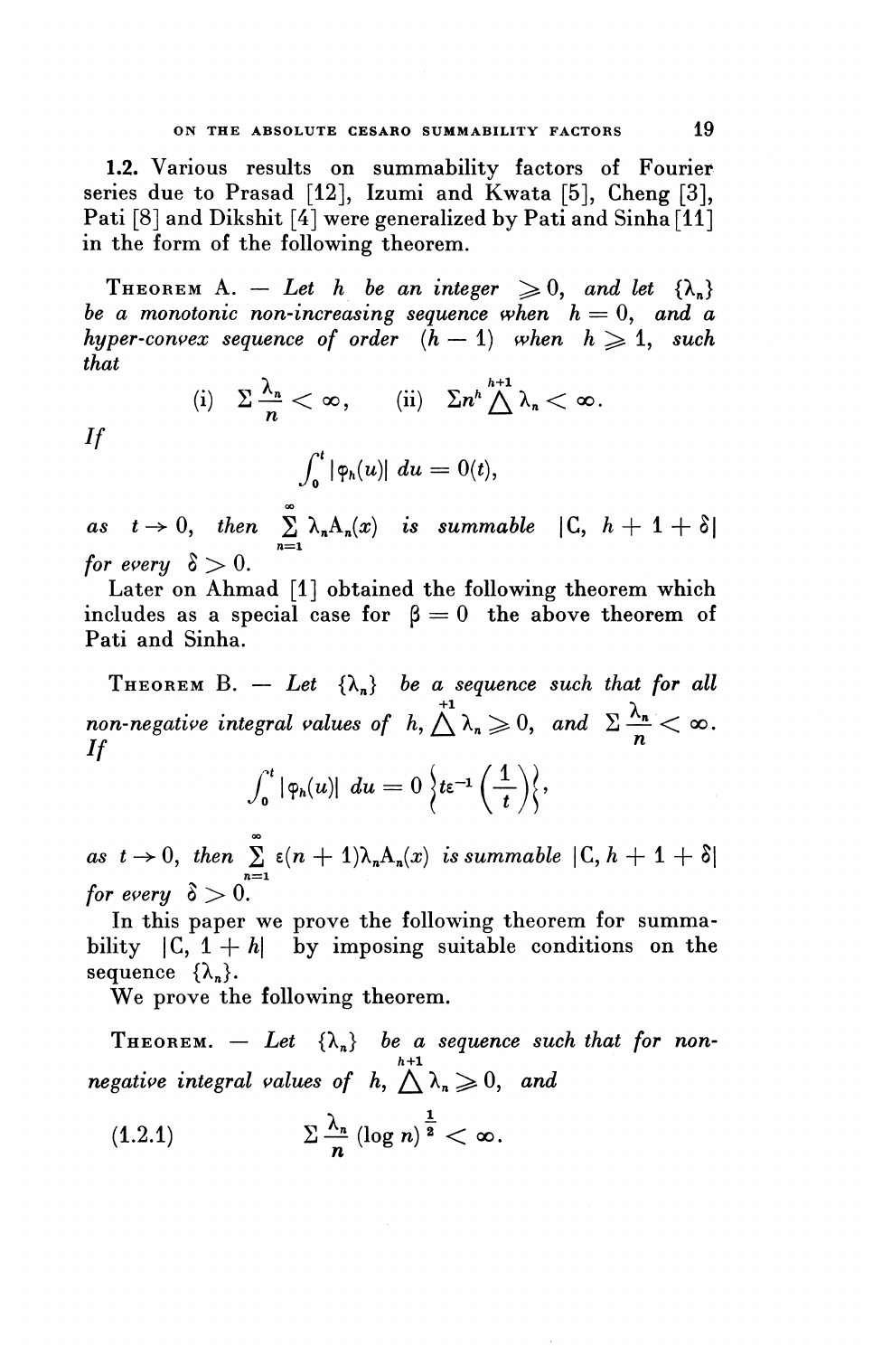1.2. Various results on summability factors of Fourier series due to Prasad [12], Izumi and Kwata [5], Cheng [3], Pati [8] and Dikshit [4] were generalized by Pati and Sinha [11] in the form of the following theorem.

THEOREM A. — *Let $h$ be an integer $\geqslant 0$, and let $\{\lambda_n\}$ be a monotonic non-increasing sequence when $h = 0$, and a hyper-convex sequence of order $(h-1)$ when $h \geqslant 1$, such that*

$$\text{(i)} \quad \Sigma \frac{\lambda_n}{n} < \infty, \qquad \text{(ii)} \quad \Sigma n^h \overset{h+1}{\Delta} \lambda_n < \infty.$$

*If*

$$\int_0^t |\varphi_h(u)| \, du = O(t),$$

*as $t \to 0$, then $\sum_{n=1}^{\infty} \lambda_n A_n(x)$ is summable $|C, h+1+\delta|$ for every $\delta > 0$.*

Later on Ahmad [1] obtained the following theorem which includes as a special case for $\beta = 0$ the above theorem of Pati and Sinha.

THEOREM B. — *Let $\{\lambda_n\}$ be a sequence such that for all non-negative integral values of $h$, $\overset{+1}{\Delta} \lambda_n \geqslant 0$, and $\Sigma \frac{\lambda_n}{n} < \infty$. If*

$$\int_0^t |\varphi_h(u)| \, du = 0 \left\{ t\varepsilon^{-1}\left(\frac{1}{t}\right) \right\},$$

*as $t \to 0$, then $\sum_{n=1}^{\infty} \varepsilon(n+1)\lambda_n A_n(x)$ is summable $|C, h+1+\delta|$ for every $\delta > 0$.*

In this paper we prove the following theorem for summability $|C, 1+h|$ by imposing suitable conditions on the sequence $\{\lambda_n\}$.

We prove the following theorem.

THEOREM. — *Let $\{\lambda_n\}$ be a sequence such that for non-negative integral values of $h$, $\overset{h+1}{\Delta} \lambda_n \geqslant 0$, and*

$$\Sigma \frac{\lambda_n}{n} (\log n)^{\frac{1}{2}} < \infty. \tag{1.2.1}$$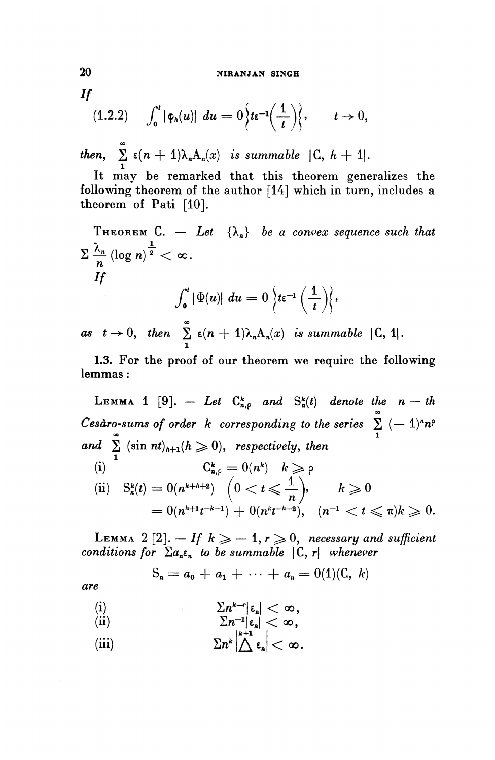*If*

$$(1.2.2) \qquad \int_0^t |\varphi_h(u)|\, du = 0\left\{t\varepsilon^{-1}\left(\frac{1}{t}\right)\right\}, \qquad t \to 0,$$

*then,* $\sum\limits_1^\infty \varepsilon(n+1)\lambda_n A_n(x)$ *is summable* $|C, h+1|$.

It may be remarked that this theorem generalizes the following theorem of the author [14] which in turn, includes a theorem of Pati [10].

THEOREM C. — *Let* $\{\lambda_n\}$ *be a convex sequence such that* $\Sigma \frac{\lambda_n}{n} (\log n)^{\frac{1}{2}} < \infty$.

*If*

$$\int_0^t |\Phi(u)|\, du = 0\left\{t\varepsilon^{-1}\left(\frac{1}{t}\right)\right\},$$

*as* $t \to 0$, *then* $\sum\limits_1^\infty \varepsilon(n+1)\lambda_n A_n(x)$ *is summable* $|C, 1|$.

**1.3.** For the proof of our theorem we require the following lemmas:

LEMMA 1 [9]. — *Let* $C_{n,\rho}^k$ *and* $S_n^k(t)$ *denote the* $n$ — *th Cesàro-sums of order* $k$ *corresponding to the series* $\sum\limits_1^\infty (-1)^n n^\rho$ *and* $\sum\limits_1^\infty (\sin nt)_{h+1} (h \geqslant 0)$, *respectively, then*

(i) $\qquad C_{n,\rho}^k = 0(n^k) \quad k \geqslant \rho$

(ii) $\quad S_n^k(t) = 0(n^{k+h+2}) \quad \left(0 < t \leqslant \frac{1}{n}\right), \qquad k \geqslant 0$

$\qquad = 0(n^{h+1}t^{-k-1}) + 0(n^k t^{-h-2}), \quad (n^{-1} < t \leqslant \pi) k \geqslant 0.$

LEMMA 2 [2]. — *If* $k \geqslant -1, r \geqslant 0$, *necessary and sufficient conditions for* $\Sigma a_n \varepsilon_n$ *to be summable* $|C, r|$ *whenever*

$$S_n = a_0 + a_1 + \cdots + a_n = 0(1)(C, k)$$

*are*

(i) $\qquad \Sigma n^{k-r}|\varepsilon_n| < \infty,$

(ii) $\qquad \Sigma n^{-1}|\varepsilon_n| < \infty,$

(iii) $\qquad \Sigma n^k \left|\overset{k+1}{\Delta} \varepsilon_n\right| < \infty.$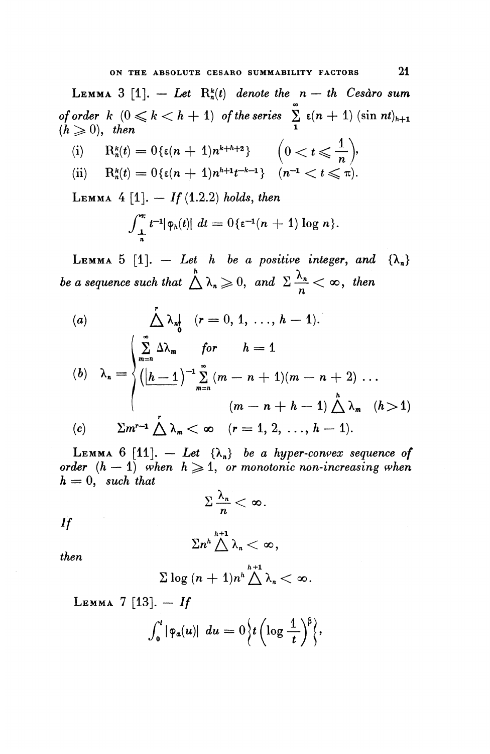**Lemma 3** [1]. — *Let* $R_n^k(t)$ *denote the* $n$ — *th Cesàro sum of order* $k$ $(0 \leqslant k < h+1)$ *of the series* $\sum_1^\infty \varepsilon(n+1)(\sin nt)_{h+1}$ $(h \geqslant 0)$, *then*

$$\text{(i)} \quad R_n^k(t) = O\{\varepsilon(n+1)n^{k+h+2}\} \qquad \left(0 < t \leqslant \frac{1}{n}\right),$$

$$\text{(ii)} \quad R_n^k(t) = O\{\varepsilon(n+1)n^{h+1}t^{-k-1}\} \quad (n^{-1} < t \leqslant \pi).$$

**Lemma 4** [1]. — *If* (1.2.2) *holds, then*

$$\int_{\frac{1}{n}}^{\pi} t^{-1}|\varphi_h(t)|\, dt = O\{\varepsilon^{-1}(n+1)\log n\}.$$

**Lemma 5** [1]. — *Let* $h$ *be a positive integer, and* $\{\lambda_n\}$ *be a sequence such that* $\overset{h}{\Delta}\lambda_n \geqslant 0$, *and* $\Sigma \frac{\lambda_n}{n} < \infty$, *then*

$$(a) \qquad \overset{r}{\Delta}\lambda_n \underset{0}{\downarrow} \quad (r = 0, 1, \ldots, h-1).$$

$$(b) \quad \lambda_n = \begin{cases} \displaystyle\sum_{m=n}^{\infty} \Delta\lambda_m & \text{for} \quad h = 1 \\ \displaystyle(\underline{|h-1})^{-1} \sum_{m=n}^{\infty} (m-n+1)(m-n+2)\ldots \\ \qquad\qquad\qquad (m-n+h-1)\overset{h}{\Delta}\lambda_m & (h > 1) \end{cases}$$

$$(c) \qquad \Sigma m^{r-1}\overset{r}{\Delta}\lambda_m < \infty \quad (r = 1, 2, \ldots, h-1).$$

**Lemma 6** [11]. — *Let* $\{\lambda_n\}$ *be a hyper-convex sequence of order* $(h-1)$ *when* $h \geqslant 1$, *or monotonic non-increasing when* $h = 0$, *such that*

$$\Sigma \frac{\lambda_n}{n} < \infty.$$

*If*

$$\Sigma n^h \overset{h+1}{\Delta}\lambda_n < \infty,$$

*then*

$$\Sigma \log(n+1) n^h \overset{h+1}{\Delta}\lambda_n < \infty.$$

**Lemma 7** [13]. — *If*

$$\int_0^t |\varphi_\alpha(u)|\, du = O\left\{t\left(\log \frac{1}{t}\right)^\beta\right\},$$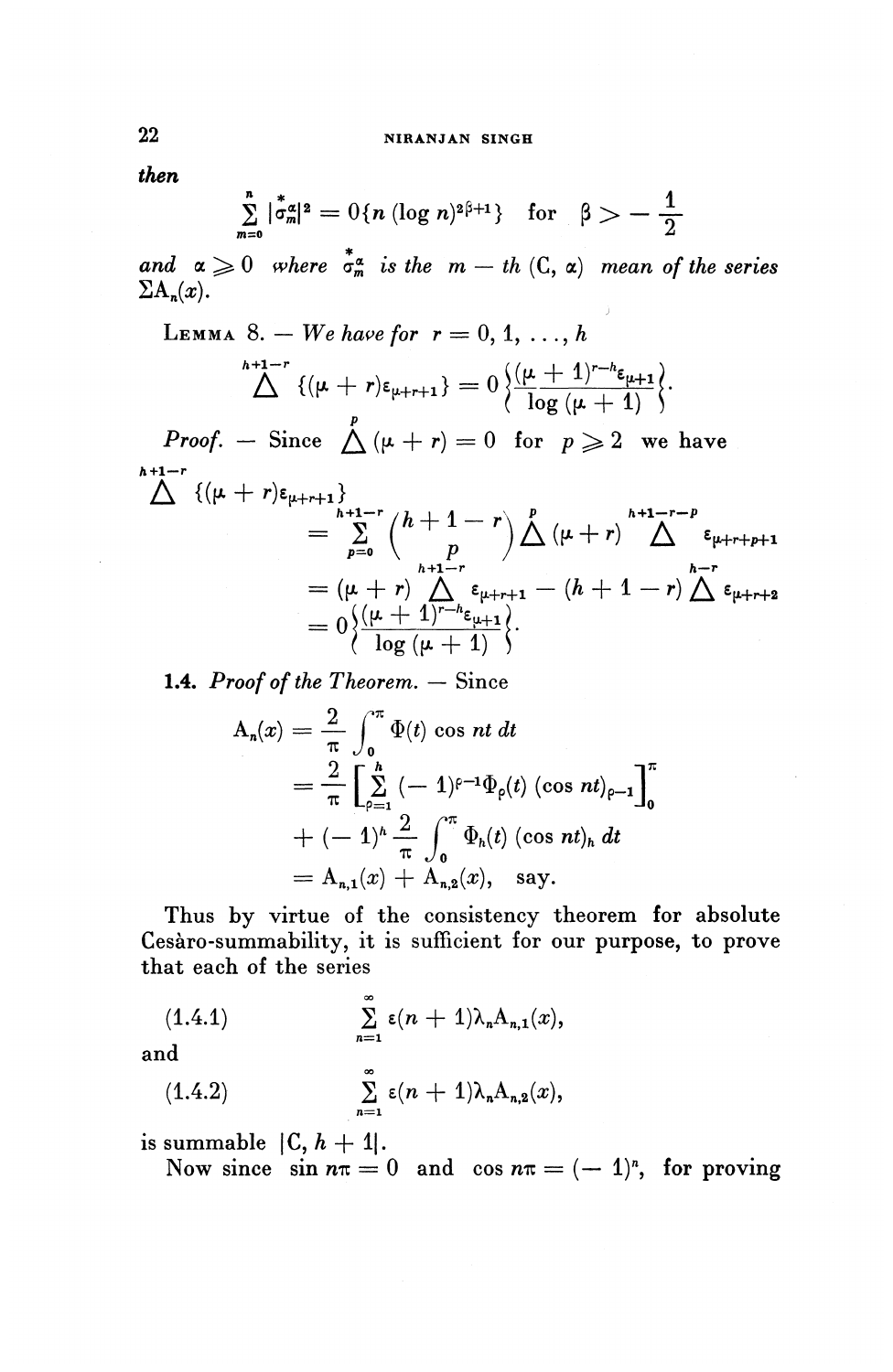*then*

$$\sum_{m=0}^{n} |\overset{*}{\sigma}{}_m^{\alpha}|^2 = 0\{n (\log n)^{2\beta+1}\} \quad \text{for} \quad \beta > -\frac{1}{2}$$

*and* $\alpha \geqslant 0$ *where* $\overset{*}{\sigma}{}_m^{\alpha}$ *is the* $m-th$ $(C, \alpha)$ *mean of the series* $\Sigma A_n(x)$.

**Lemma 8.** — *We have for* $r = 0, 1, \ldots, h$

$$\overset{h+1-r}{\Delta} \{(\mu + r)\varepsilon_{\mu+r+1}\} = 0\left\{\frac{(\mu+1)^{r-h}\varepsilon_{\mu+1}}{\log(\mu+1)}\right\}.$$

*Proof.* — Since $\overset{p}{\Delta}(\mu + r) = 0$ for $p \geqslant 2$ we have

$$\begin{aligned}
\overset{h+1-r}{\Delta} \{(\mu + r)\varepsilon_{\mu+r+1}\}
&= \sum_{p=0}^{h+1-r} \binom{h+1-r}{p} \overset{p}{\Delta}(\mu + r) \overset{h+1-r-p}{\Delta} \varepsilon_{\mu+r+p+1} \\
&= (\mu + r) \overset{h+1-r}{\Delta} \varepsilon_{\mu+r+1} - (h + 1 - r) \overset{h-r}{\Delta} \varepsilon_{\mu+r+2} \\
&= 0\left\{\frac{(\mu+1)^{r-h}\varepsilon_{\mu+1}}{\log(\mu+1)}\right\}.
\end{aligned}$$

**1.4.** *Proof of the Theorem.* — Since

$$\begin{aligned}
A_n(x) &= \frac{2}{\pi}\int_0^{\pi} \Phi(t) \cos nt \, dt \\
&= \frac{2}{\pi}\left[\sum_{\rho=1}^{h} (-1)^{\rho-1}\Phi_\rho(t) (\cos nt)_{\rho-1}\right]_0^{\pi} \\
&\quad + (-1)^h \frac{2}{\pi}\int_0^{\pi} \Phi_h(t) (\cos nt)_h \, dt \\
&= A_{n,1}(x) + A_{n,2}(x), \quad \text{say.}
\end{aligned}$$

Thus by virtue of the consistency theorem for absolute Cesàro-summability, it is sufficient for our purpose, to prove that each of the series

$$\sum_{n=1}^{\infty} \varepsilon(n+1)\lambda_n A_{n,1}(x), \tag{1.4.1}$$

and

$$\sum_{n=1}^{\infty} \varepsilon(n+1)\lambda_n A_{n,2}(x), \tag{1.4.2}$$

is summable $|C, h+1|$.

Now since $\sin n\pi = 0$ and $\cos n\pi = (-1)^n$, for proving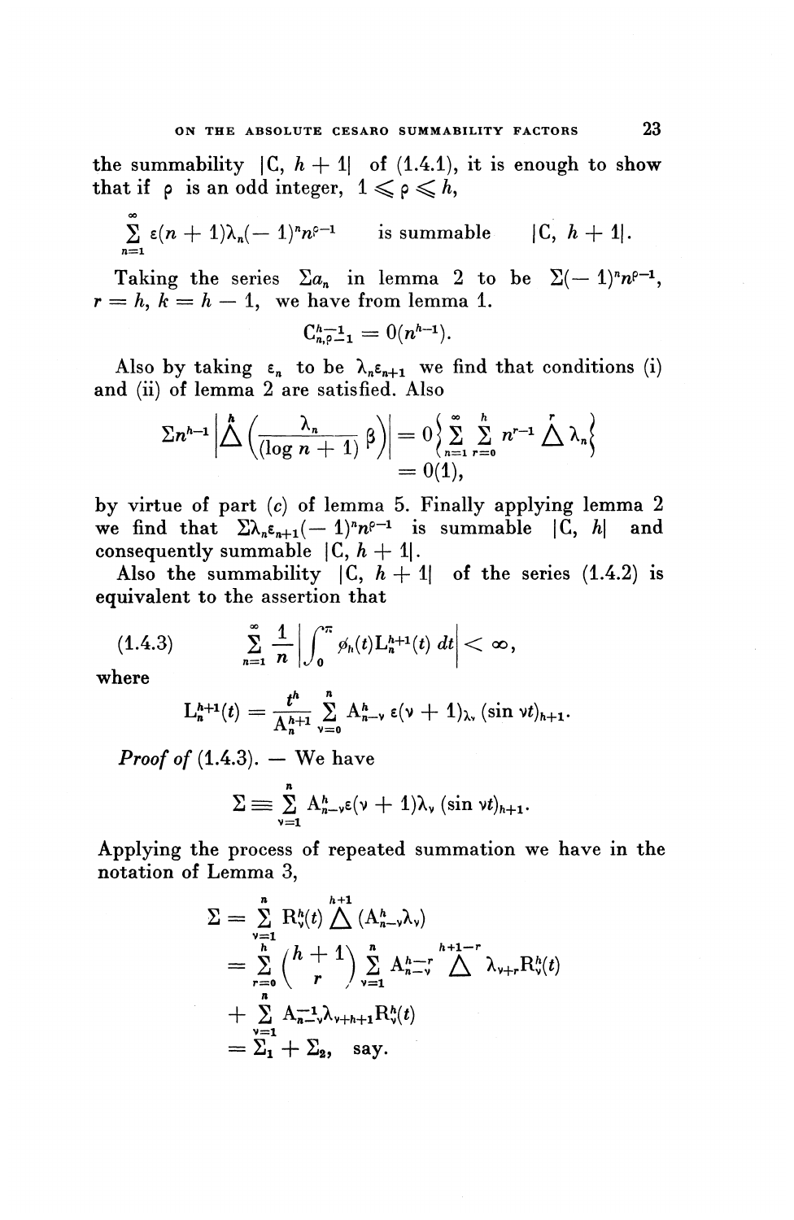the summability $|C, h+1|$ of (1.4.1), it is enough to show that if $\rho$ is an odd integer, $1 \leqslant \rho \leqslant h$,

$$\sum_{n=1}^{\infty} \varepsilon(n+1)\lambda_n(-1)^n n^{\rho-1} \qquad \text{is summable} \qquad |C, h+1|.$$

Taking the series $\Sigma a_n$ in lemma 2 to be $\Sigma(-1)^n n^{\rho-1}$, $r = h$, $k = h-1$, we have from lemma 1.

$$C_{n,\rho-1}^{h-1} = 0(n^{h-1}).$$

Also by taking $\varepsilon_n$ to be $\lambda_n \varepsilon_{n+1}$ we find that conditions (i) and (ii) of lemma 2 are satisfied. Also

$$\Sigma n^{h-1} \left| \overset{h}{\Delta} \left( \frac{\lambda_n}{(\log n + 1)} \beta \right) \right| = 0 \left\{ \sum_{n=1}^{\infty} \sum_{r=0}^{h} n^{r-1} \overset{r}{\Delta} \lambda_n \right\}$$
$$= 0(1),$$

by virtue of part (c) of lemma 5. Finally applying lemma 2 we find that $\Sigma \lambda_n \varepsilon_{n+1}(-1)^n n^{\rho-1}$ is summable $|C, h|$ and consequently summable $|C, h+1|$.

Also the summability $|C, h+1|$ of the series (1.4.2) is equivalent to the assertion that

$$(1.4.3) \qquad \sum_{n=1}^{\infty} \frac{1}{n} \left| \int_0^{\pi} \phi_h(t) L_n^{h+1}(t)\, dt \right| < \infty,$$

where

$$L_n^{h+1}(t) = \frac{t^h}{A_n^{h+1}} \sum_{\nu=0}^{n} A_{n-\nu}^h\, \varepsilon(\nu+1)\lambda_\nu\, (\sin \nu t)_{h+1}.$$

*Proof of* (1.4.3). — We have

$$\Sigma \equiv \sum_{\nu=1}^{n} A_{n-\nu}^h \varepsilon(\nu+1)\lambda_\nu\, (\sin \nu t)_{h+1}.$$

Applying the process of repeated summation we have in the notation of Lemma 3,

$$\Sigma = \sum_{\nu=1}^{n} R_\nu^h(t) \overset{h+1}{\Delta} (A_{n-\nu}^h \lambda_\nu)$$
$$= \sum_{r=0}^{h} \binom{h+1}{r} \sum_{\nu=1}^{n} A_{n-\nu}^{h-r} \overset{h+1-r}{\Delta} \lambda_{\nu+r} R_\nu^h(t)$$
$$+ \sum_{\nu=1}^{n} A_{n-\nu}^{-1} \lambda_{\nu+h+1} R_\nu^h(t)$$
$$= \Sigma_1 + \Sigma_2, \quad \text{say.}$$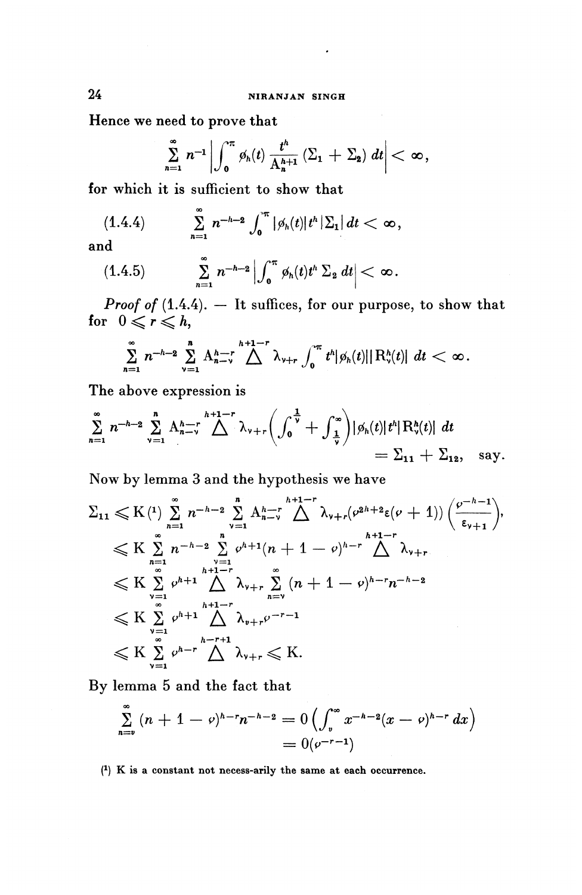Hence we need to prove that

$$\sum_{n=1}^{\infty} n^{-1} \left| \int_0^{\pi} \phi_h(t) \frac{t^h}{A_n^{h+1}} (\Sigma_1 + \Sigma_2)\, dt \right| < \infty,$$

for which it is sufficient to show that

$$(1.4.4) \qquad \sum_{n=1}^{\infty} n^{-h-2} \int_0^{\pi} |\phi_h(t)| t^h |\Sigma_1|\, dt < \infty,$$

and

$$(1.4.5) \qquad \sum_{n=1}^{\infty} n^{-h-2} \left| \int_0^{\pi} \phi_h(t) t^h\, \Sigma_2\, dt \right| < \infty.$$

*Proof of* (1.4.4). — It suffices, for our purpose, to show that for $0 \leqslant r \leqslant h$,

$$\sum_{n=1}^{\infty} n^{-h-2} \sum_{\nu=1}^{n} A_{n-\nu}^{h-r} \overset{h+1-r}{\Delta} \lambda_{\nu+r} \int_0^{\pi} t^h |\phi_h(t)| |R_\nu^h(t)|\, dt < \infty.$$

The above expression is

$$\sum_{n=1}^{\infty} n^{-h-2} \sum_{\nu=1}^{n} A_{n-\nu}^{h-r} \overset{h+1-r}{\Delta} \lambda_{\nu+r} \left( \int_0^{\frac{1}{\nu}} + \int_{\frac{1}{\nu}}^{\infty} \right) |\phi_h(t)| t^h |R_\nu^h(t)|\, dt$$
$$= \Sigma_{11} + \Sigma_{12}, \quad \text{say.}$$

Now by lemma 3 and the hypothesis we have

$$\Sigma_{11} \leqslant K\,[1] \sum_{n=1}^{\infty} n^{-h-2} \sum_{\nu=1}^{n} A_{n-\nu}^{h-r} \overset{h+1-r}{\Delta} \lambda_{\nu+r} (\nu^{2h+2} \varepsilon(\nu+1)) \left( \frac{\nu^{-h-1}}{\varepsilon_{\nu+1}} \right),$$
$$\leqslant K \sum_{n=1}^{\infty} n^{-h-2} \sum_{\nu=1}^{n} \nu^{h+1} (n+1-\nu)^{h-r} \overset{h+1-r}{\Delta} \lambda_{\nu+r}$$
$$\leqslant K \sum_{\nu=1}^{\infty} \nu^{h+1} \overset{h+1-r}{\Delta} \lambda_{\nu+r} \sum_{n=\nu}^{\infty} (n+1-\nu)^{h-r} n^{-h-2}$$
$$\leqslant K \sum_{\nu=1}^{\infty} \nu^{h+1} \overset{h+1-r}{\Delta} \lambda_{\nu+r} \nu^{-r-1}$$
$$\leqslant K \sum_{\nu=1}^{\infty} \nu^{h-r} \overset{h-r+1}{\Delta} \lambda_{\nu+r} \leqslant K.$$

By lemma 5 and the fact that

$$\sum_{n=\nu}^{\infty} (n+1-\nu)^{h-r} n^{-h-2} = 0\left( \int_{\nu}^{\infty} x^{-h-2} (x-\nu)^{h-r}\, dx \right)$$
$$= 0(\nu^{-r-1})$$

[1] K is a constant not necess-arily the same at each occurrence.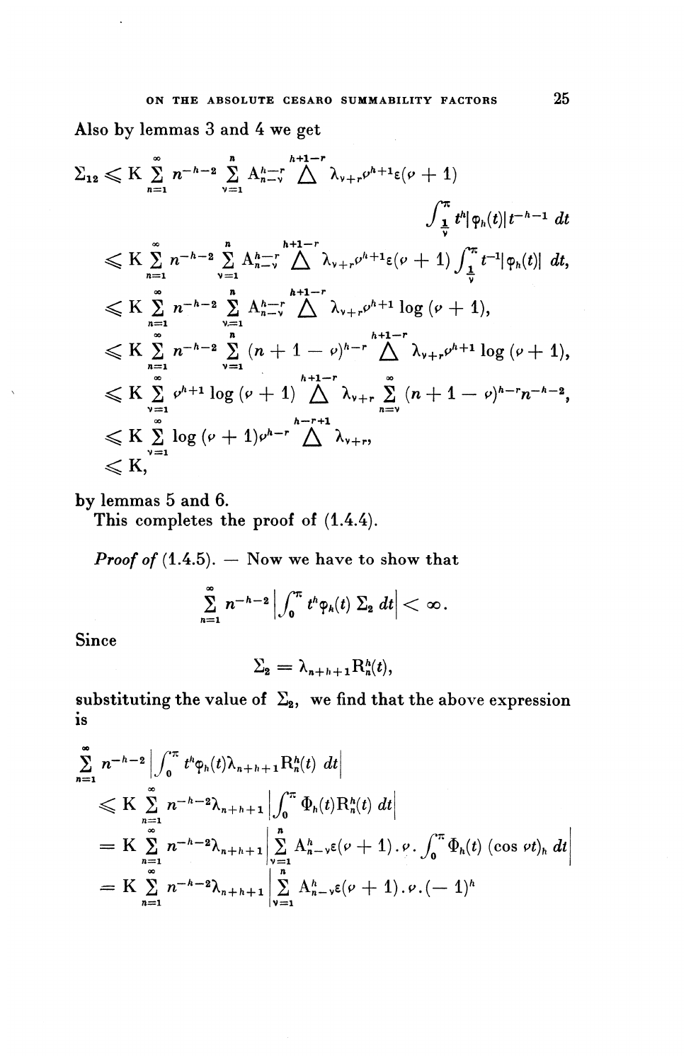Also by lemmas 3 and 4 we get

$$
\begin{aligned}
\Sigma_{12} &\leqslant K \sum_{n=1}^{\infty} n^{-h-2} \sum_{\nu=1}^{n} A_{n-\nu}^{h-r} \overset{h+1-r}{\Delta} \lambda_{\nu+r} \nu^{h+1} \varepsilon(\nu+1) \\
&\qquad\qquad \int_{\frac{1}{\nu}}^{\pi} t^h |\varphi_h(t)| t^{-h-1}\, dt \\
&\leqslant K \sum_{n=1}^{\infty} n^{-h-2} \sum_{\nu=1}^{n} A_{n-\nu}^{h-r} \overset{h+1-r}{\Delta} \lambda_{\nu+r} \nu^{h+1} \varepsilon(\nu+1) \int_{\frac{1}{\nu}}^{\pi} t^{-1} |\varphi_h(t)|\, dt, \\
&\leqslant K \sum_{n=1}^{\infty} n^{-h-2} \sum_{\nu=1}^{n} A_{n-\nu}^{h-r} \overset{h+1-r}{\Delta} \lambda_{\nu+r} \nu^{h+1} \log(\nu+1), \\
&\leqslant K \sum_{n=1}^{\infty} n^{-h-2} \sum_{\nu=1}^{n} (n+1-\nu)^{h-r} \overset{h+1-r}{\Delta} \lambda_{\nu+r} \nu^{h+1} \log(\nu+1), \\
&\leqslant K \sum_{\nu=1}^{\infty} \nu^{h+1} \log(\nu+1) \overset{h+1-r}{\Delta} \lambda_{\nu+r} \sum_{n=\nu}^{\infty} (n+1-\nu)^{h-r} n^{-h-2}, \\
&\leqslant K \sum_{\nu=1}^{\infty} \log(\nu+1) \nu^{h-r} \overset{h-r+1}{\Delta} \lambda_{\nu+r}, \\
&\leqslant K,
\end{aligned}
$$

by lemmas 5 and 6.

This completes the proof of (1.4.4).

*Proof of* (1.4.5). — Now we have to show that

$$\sum_{n=1}^{\infty} n^{-h-2} \left| \int_0^{\pi} t^h \varphi_h(t)\, \Sigma_2\, dt \right| < \infty.$$

Since

$$\Sigma_2 = \lambda_{n+h+1} R_n^h(t),$$

substituting the value of $\Sigma_2$, we find that the above expression is

$$
\begin{aligned}
&\sum_{n=1}^{\infty} n^{-h-2} \left| \int_0^{\pi} t^h \varphi_h(t) \lambda_{n+h+1} R_n^h(t)\, dt \right| \\
&\quad \leqslant K \sum_{n=1}^{\infty} n^{-h-2} \lambda_{n+h+1} \left| \int_0^{\pi} \Phi_h(t) R_n^h(t)\, dt \right| \\
&\quad = K \sum_{n=1}^{\infty} n^{-h-2} \lambda_{n+h+1} \left| \sum_{\nu=1}^{n} A_{n-\nu}^h \varepsilon(\nu+1) . \nu . \int_0^{\pi} \Phi_h(t) (\cos \nu t)_h\, dt \right| \\
&\quad = K \sum_{n=1}^{\infty} n^{-h-2} \lambda_{n+h+1} \left| \sum_{\nu=1}^{n} A_{n-\nu}^h \varepsilon(\nu+1) . \nu . (-1)^h \right.
\end{aligned}
$$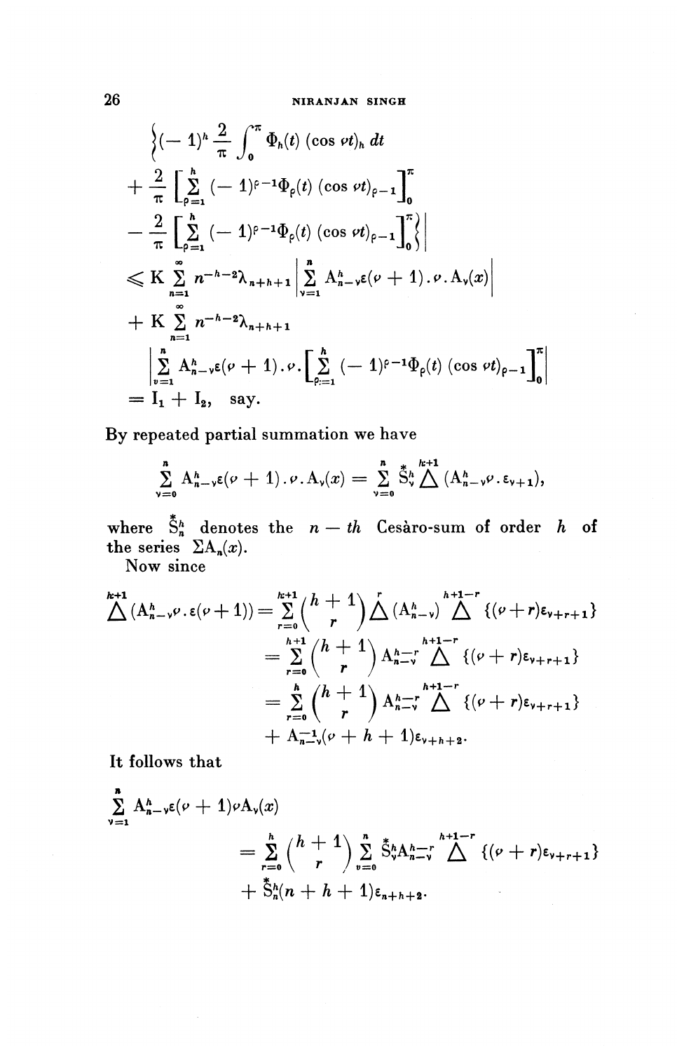$$
\Bigg\{(-1)^h \frac{2}{\pi} \int_0^\pi \Phi_h(t) (\cos \nu t)_h \, dt
$$

$$
+ \frac{2}{\pi} \left[ \sum_{\rho=1}^{h} (-1)^{\rho-1} \Phi_\rho(t) (\cos \nu t)_{\rho-1} \right]_0^\pi
$$

$$
- \frac{2}{\pi} \left[ \sum_{\rho=1}^{h} (-1)^{\rho-1} \Phi_\rho(t) (\cos \nu t)_{\rho-1} \right]_0^\pi \Bigg\} \Bigg|
$$

$$
\leqslant K \sum_{n=1}^{\infty} n^{-h-2} \lambda_{n+h+1} \left| \sum_{\nu=1}^{n} A_{n-\nu}^h \varepsilon(\nu+1) . \nu . A_\nu(x) \right|
$$

$$
+ K \sum_{n=1}^{\infty} n^{-h-2} \lambda_{n+h+1}
$$

$$
\left| \sum_{\nu=1}^{n} A_{n-\nu}^h \varepsilon(\nu+1) . \nu . \left[ \sum_{\rho=1}^{h} (-1)^{\rho-1} \Phi_\rho(t) (\cos \nu t)_{\rho-1} \right]_0^\pi \right|
$$

$$
= I_1 + I_2, \quad \text{say.}
$$

By repeated partial summation we have

$$
\sum_{\nu=0}^{n} A_{n-\nu}^h \varepsilon(\nu+1) . \nu . A_\nu(x) = \sum_{\nu=0}^{n} \overset{*}{S}{}_\nu^h \overset{h+1}{\Delta} (A_{n-\nu}^h \nu . \varepsilon_{\nu+1}),
$$

where $\overset{*}{S}{}_n^h$ denotes the $n-th$ Cesàro-sum of order $h$ of the series $\Sigma A_n(x)$.

Now since

$$
\overset{h+1}{\Delta} (A_{n-\nu}^h \nu . \varepsilon(\nu+1)) = \sum_{r=0}^{h+1} \binom{h+1}{r} \overset{r}{\Delta} (A_{n-\nu}^h) \overset{h+1-r}{\Delta} \{(\nu+r)\varepsilon_{\nu+r+1}\}
$$

$$
= \sum_{r=0}^{h+1} \binom{h+1}{r} A_{n-\nu}^{h-r} \overset{h+1-r}{\Delta} \{(\nu+r)\varepsilon_{\nu+r+1}\}
$$

$$
= \sum_{r=0}^{h} \binom{h+1}{r} A_{n-\nu}^{h-r} \overset{h+1-r}{\Delta} \{(\nu+r)\varepsilon_{\nu+r+1}\}
$$

$$
+ A_{n-\nu}^{-1} (\nu + h + 1) \varepsilon_{\nu+h+2}.
$$

It follows that

$$
\sum_{\nu=1}^{n} A_{n-\nu}^h \varepsilon(\nu+1) \nu A_\nu(x)
$$

$$
= \sum_{r=0}^{h} \binom{h+1}{r} \sum_{\nu=0}^{n} \overset{*}{S}{}_\nu^h A_{n-\nu}^{h-r} \overset{h+1-r}{\Delta} \{(\nu+r)\varepsilon_{\nu+r+1}\}
$$

$$
+ \overset{*}{S}{}_n^h (n + h + 1) \varepsilon_{n+h+2}.
$$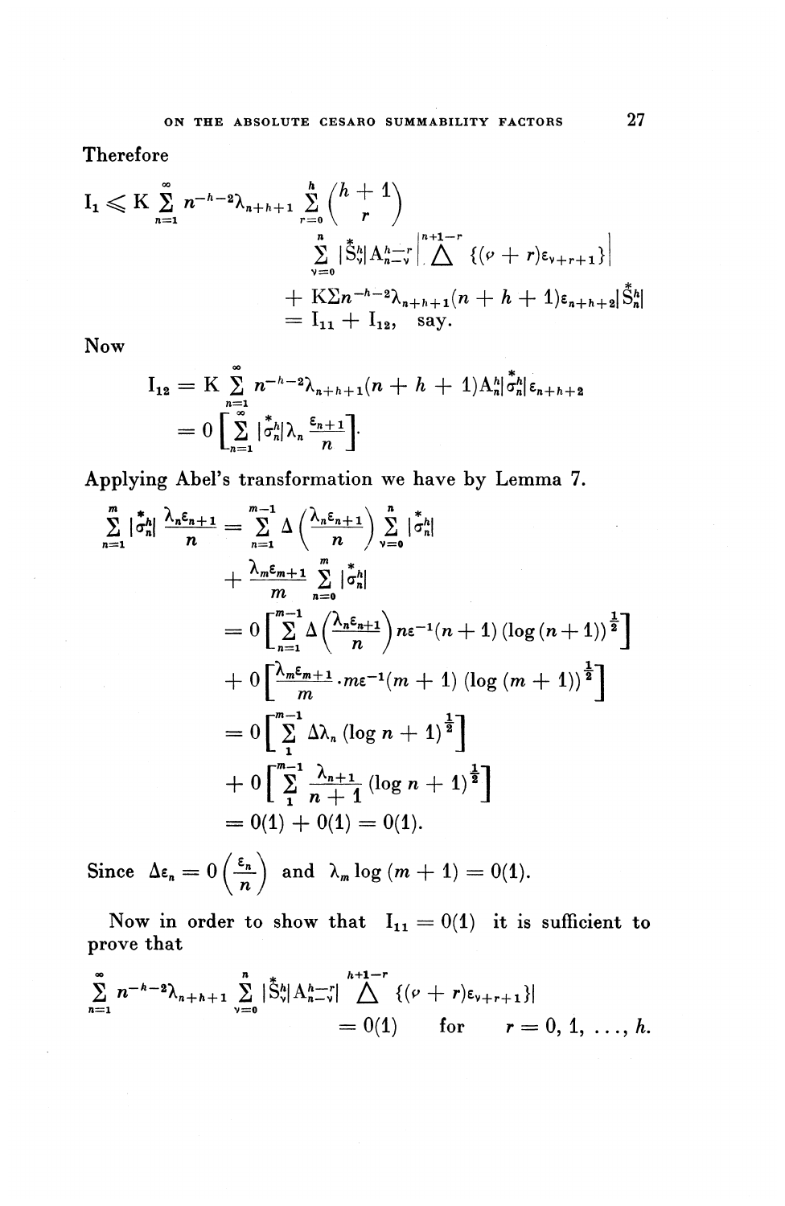Therefore

$$
\begin{aligned}
\mathrm{I}_1 \leqslant \mathrm{K} \sum_{n=1}^{\infty} n^{-h-2} \lambda_{n+h+1} \sum_{r=0}^{h} \binom{h+1}{r} & \\
\sum_{\nu=0}^{n} |\overset{*}{\mathrm{S}}{}_{\nu}^{h}| \mathrm{A}_{n-\nu}^{h-r} & \left| \overset{n+1-r}{\Delta} \{(\nu + r)\varepsilon_{\nu+r+1}\} \right| \\
+ \mathrm{K} \Sigma n^{-h-2} \lambda_{n+h+1} & (n + h + 1) \varepsilon_{n+h+2} |\overset{*}{\mathrm{S}}{}_{n}^{h}| \\
= \mathrm{I}_{11} + \mathrm{I}_{12}, \quad & \text{say.}
\end{aligned}
$$

Now

$$
\begin{aligned}
\mathrm{I}_{12} &= \mathrm{K} \sum_{n=1}^{\infty} n^{-h-2} \lambda_{n+h+1} (n + h + 1) \mathrm{A}_n^h |\overset{*}{\sigma}{}_n^h| \varepsilon_{n+h+2} \\
&= 0 \left[ \sum_{n=1}^{\infty} |\overset{*}{\sigma}{}_n^h| \lambda_n \frac{\varepsilon_{n+1}}{n} \right].
\end{aligned}
$$

Applying Abel's transformation we have by Lemma 7.

$$
\begin{aligned}
\sum_{n=1}^{m} |\overset{*}{\sigma}{}_n^h| \frac{\lambda_n \varepsilon_{n+1}}{n} &= \sum_{n=1}^{m-1} \Delta \left( \frac{\lambda_n \varepsilon_{n+1}}{n} \right) \sum_{\nu=0}^{n} |\overset{*}{\sigma}{}_\nu^h| \\
&\quad + \frac{\lambda_m \varepsilon_{m+1}}{m} \sum_{n=0}^{m} |\overset{*}{\sigma}{}_n^h| \\
&= 0 \left[ \sum_{n=1}^{m-1} \Delta \left( \frac{\lambda_n \varepsilon_{n+1}}{n} \right) n \varepsilon^{-1} (n+1) (\log (n+1))^{\frac{1}{2}} \right] \\
&\quad + 0 \left[ \frac{\lambda_m \varepsilon_{m+1}}{m} \cdot m \varepsilon^{-1} (m+1) (\log (m+1))^{\frac{1}{2}} \right] \\
&= 0 \left[ \sum_{1}^{m-1} \Delta \lambda_n (\log n + 1)^{\frac{1}{2}} \right] \\
&\quad + 0 \left[ \sum_{1}^{m-1} \frac{\lambda_{n+1}}{n+1} (\log n + 1)^{\frac{1}{2}} \right] \\
&= 0(1) + 0(1) = 0(1).
\end{aligned}
$$

Since $\Delta \varepsilon_n = 0 \left( \frac{\varepsilon_n}{n} \right)$ and $\lambda_m \log (m + 1) = 0(1)$.

Now in order to show that $\mathrm{I}_{11} = 0(1)$ it is sufficient to prove that

$$
\sum_{n=1}^{\infty} n^{-h-2} \lambda_{n+h+1} \sum_{\nu=0}^{n} |\overset{*}{\mathrm{S}}{}_{\nu}^{h}| \mathrm{A}_{n-\nu}^{h-r}| \overset{h+1-r}{\Delta} \{(\nu + r)\varepsilon_{\nu+r+1}\}| = 0(1) \quad \text{for} \quad r = 0, 1, \ldots, h.
$$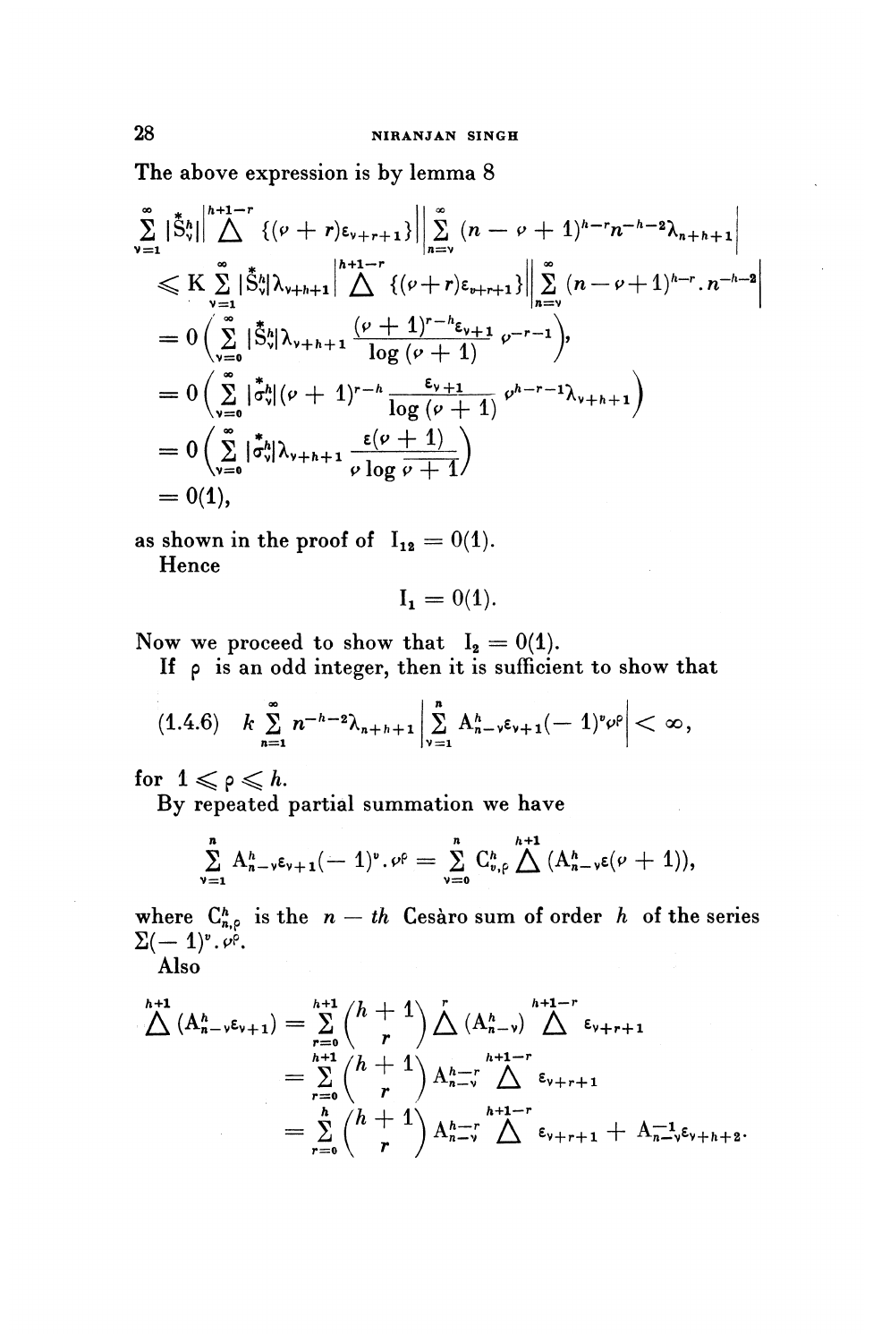The above expression is by lemma 8

$$
\begin{aligned}
&\sum_{\nu=1}^{\infty} |\overset{*}{S}{}_\nu^h| \left| \overset{h+1-r}{\Delta} \{(\nu + r)\varepsilon_{\nu+r+1}\} \right| \left| \sum_{n=\nu}^{\infty} (n - \nu + 1)^{h-r} n^{-h-2} \lambda_{n+h+1} \right| \\
&\leqslant K \sum_{\nu=1}^{\infty} |\overset{*}{S}{}_\nu^h| \lambda_{\nu+h+1} \left| \overset{h+1-r}{\Delta} \{(\nu+r)\varepsilon_{\nu+r+1}\} \right| \left| \sum_{n=\nu}^{\infty} (n-\nu+1)^{h-r} . n^{-h-2} \right| \\
&= 0\left( \sum_{\nu=0}^{\infty} |\overset{*}{S}{}_\nu^h| \lambda_{\nu+h+1} \frac{(\nu+1)^{r-h} \varepsilon_{\nu+1}}{\log(\nu+1)} \nu^{-r-1} \right), \\
&= 0\left( \sum_{\nu=0}^{\infty} |\overset{*}{\sigma}{}_\nu^h| (\nu+1)^{r-h} \frac{\varepsilon_{\nu+1}}{\log(\nu+1)} \nu^{h-r-1} \lambda_{\nu+h+1} \right) \\
&= 0\left( \sum_{\nu=0}^{\infty} |\overset{*}{\sigma}{}_\nu^h| \lambda_{\nu+h+1} \frac{\varepsilon(\nu+1)}{\nu \log \overline{\nu+1}} \right) \\
&= 0(1),
\end{aligned}
$$

as shown in the proof of $I_{12} = 0(1)$.

Hence

$$I_1 = 0(1).$$

Now we proceed to show that $I_2 = 0(1)$.

If $\rho$ is an odd integer, then it is sufficient to show that

$$
(1.4.6) \quad k \sum_{n=1}^{\infty} n^{-h-2} \lambda_{n+h+1} \left| \sum_{\nu=1}^{n} A_{n-\nu}^h \varepsilon_{\nu+1} (-1)^\nu \nu^\rho \right| < \infty,
$$

for $1 \leqslant \rho \leqslant h$.

By repeated partial summation we have

$$
\sum_{\nu=1}^{n} A_{n-\nu}^h \varepsilon_{\nu+1} (-1)^\nu . \nu^\rho = \sum_{\nu=0}^{n} C_{\nu,\rho}^h \overset{h+1}{\Delta} (A_{n-\nu}^h \varepsilon(\nu+1)),
$$

where $C_{n,\rho}^h$ is the $n - th$ Cesàro sum of order $h$ of the series $\Sigma(-1)^\nu . \nu^\rho$.

Also

$$
\begin{aligned}
\overset{h+1}{\Delta} (A_{n-\nu}^h \varepsilon_{\nu+1}) &= \sum_{r=0}^{h+1} \binom{h+1}{r} \overset{r}{\Delta} (A_{n-\nu}^h) \overset{h+1-r}{\Delta} \varepsilon_{\nu+r+1} \\
&= \sum_{r=0}^{h+1} \binom{h+1}{r} A_{n-\nu}^{h-r} \overset{h+1-r}{\Delta} \varepsilon_{\nu+r+1} \\
&= \sum_{r=0}^{h} \binom{h+1}{r} A_{n-\nu}^{h-r} \overset{h+1-r}{\Delta} \varepsilon_{\nu+r+1} + A_{n-\nu}^{-1} \varepsilon_{\nu+h+2}.
\end{aligned}
$$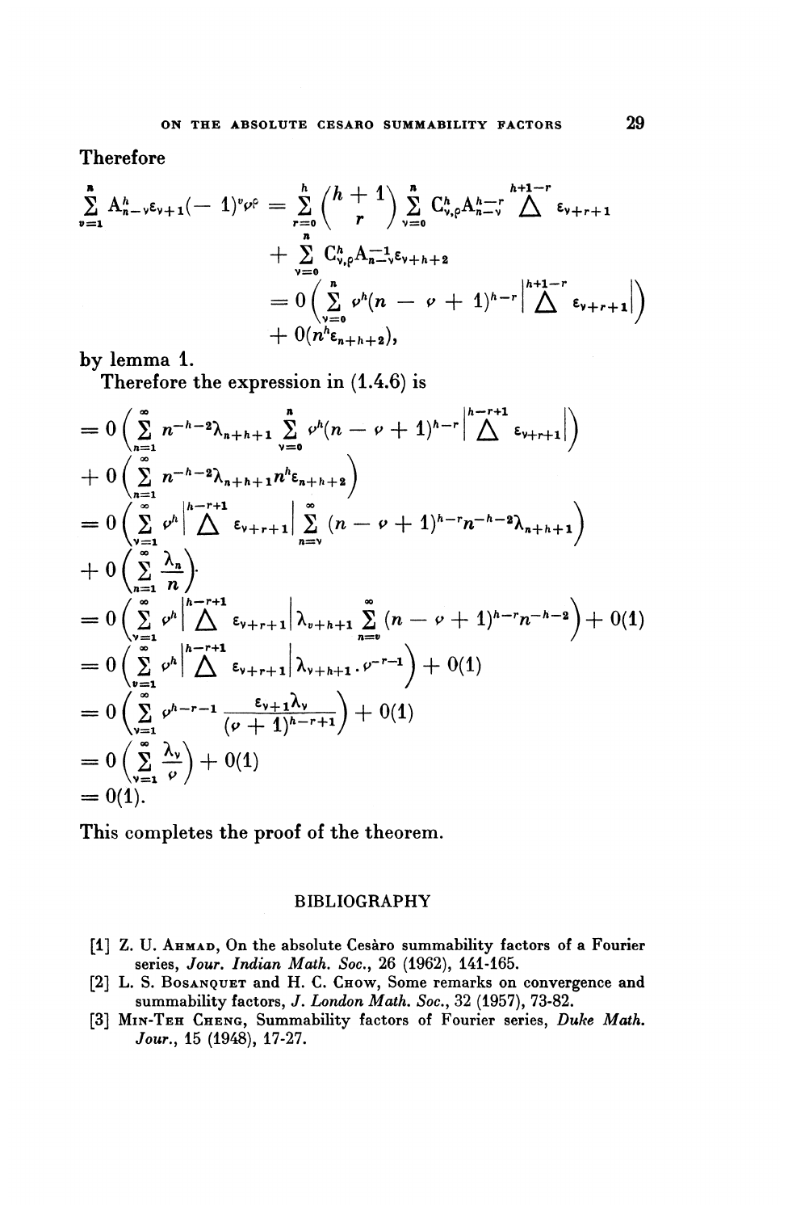Therefore

$$
\begin{aligned}
\sum_{v=1}^{n} A_{n-v}^{h}\varepsilon_{v+1}(-1)^{v}\nu^{\rho} &= \sum_{r=0}^{h}\binom{h+1}{r}\sum_{\nu=0}^{n} C_{\nu,\rho}^{h} A_{n-\nu}^{h-r} \overset{h+1-r}{\Delta} \varepsilon_{\nu+r+1} \\
&\quad + \sum_{\nu=0}^{n} C_{\nu,\rho}^{h} A_{n-\nu}^{-1}\varepsilon_{\nu+h+2} \\
&= 0\left(\sum_{\nu=0}^{n} \nu^{h}(n-\nu+1)^{h-r}\left|\overset{h+1-r}{\Delta}\varepsilon_{\nu+r+1}\right|\right) \\
&\quad + 0(n^{h}\varepsilon_{n+h+2}),
\end{aligned}
$$

by lemma 1.

Therefore the expression in (1.4.6) is

$$
\begin{aligned}
&= 0\left(\sum_{n=1}^{\infty} n^{-h-2}\lambda_{n+h+1}\sum_{\nu=0}^{n}\nu^{h}(n-\nu+1)^{h-r}\left|\overset{h-r+1}{\Delta}\varepsilon_{\nu+r+1}\right|\right) \\
&\quad + 0\left(\sum_{n=1}^{\infty} n^{-h-2}\lambda_{n+h+1}n^{h}\varepsilon_{n+h+2}\right) \\
&= 0\left(\sum_{\nu=1}^{\infty}\nu^{h}\left|\overset{h-r+1}{\Delta}\varepsilon_{\nu+r+1}\right|\sum_{n=\nu}^{\infty}(n-\nu+1)^{h-r}n^{-h-2}\lambda_{n+h+1}\right) \\
&\quad + 0\left(\sum_{n=1}^{\infty}\frac{\lambda_{n}}{n}\right). \\
&= 0\left(\sum_{\nu=1}^{\infty}\nu^{h}\left|\overset{h-r+1}{\Delta}\varepsilon_{\nu+r+1}\right|\lambda_{\nu+h+1}\sum_{n=\nu}^{\infty}(n-\nu+1)^{h-r}n^{-h-2}\right) + 0(1) \\
&= 0\left(\sum_{\nu=1}^{\infty}\nu^{h}\left|\overset{h-r+1}{\Delta}\varepsilon_{\nu+r+1}\right|\lambda_{\nu+h+1}\cdot\nu^{-r-1}\right) + 0(1) \\
&= 0\left(\sum_{\nu=1}^{\infty}\nu^{h-r-1}\frac{\varepsilon_{\nu+1}\lambda_{\nu}}{(\nu+1)^{h-r+1}}\right) + 0(1) \\
&= 0\left(\sum_{\nu=1}^{\infty}\frac{\lambda_{\nu}}{\nu}\right) + 0(1) \\
&= 0(1).
\end{aligned}
$$

This completes the proof of the theorem.

## BIBLIOGRAPHY

[1] Z. U. Ahmad, On the absolute Cesàro summability factors of a Fourier series, *Jour. Indian Math. Soc.*, 26 (1962), 141-165.

[2] L. S. Bosanquet and H. C. Chow, Some remarks on convergence and summability factors, *J. London Math. Soc.*, 32 (1957), 73-82.

[3] Min-Teh Cheng, Summability factors of Fourier series, *Duke Math. Jour.*, 15 (1948), 17-27.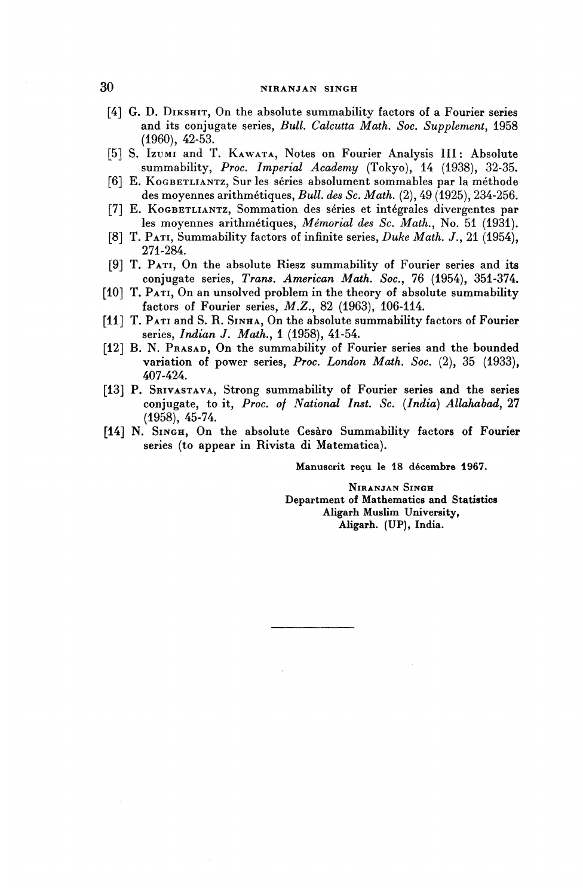[4] G. D. Dikshit, On the absolute summability factors of a Fourier series and its conjugate series, *Bull. Calcutta Math. Soc. Supplement*, 1958 (1960), 42-53.

[5] S. Izumi and T. Kawata, Notes on Fourier Analysis III: Absolute summability, *Proc. Imperial Academy* (Tokyo), 14 (1938), 32-35.

[6] E. Kogbetliantz, Sur les séries absolument sommables par la méthode des moyennes arithmétiques, *Bull. des Sc. Math.* (2), 49 (1925), 234-256.

[7] E. Kogbetliantz, Sommation des séries et intégrales divergentes par les moyennes arithmétiques, *Mémorial des Sc. Math.*, No. 51 (1931).

[8] T. Pati, Summability factors of infinite series, *Duke Math. J.*, 21 (1954), 271-284.

[9] T. Pati, On the absolute Riesz summability of Fourier series and its conjugate series, *Trans. American Math. Soc.*, 76 (1954), 351-374.

[10] T. Pati, On an unsolved problem in the theory of absolute summability factors of Fourier series, *M.Z.*, 82 (1963), 106-114.

[11] T. Pati and S. R. Sinha, On the absolute summability factors of Fourier series, *Indian J. Math.*, 1 (1958), 41-54.

[12] B. N. Prasad, On the summability of Fourier series and the bounded variation of power series, *Proc. London Math. Soc.* (2), 35 (1933), 407-424.

[13] P. Srivastava, Strong summability of Fourier series and the series conjugate, to it, *Proc. of National Inst. Sc.* (*India*) *Allahabad*, 27 (1958), 45-74.

[14] N. Singh, On the absolute Cesàro Summability factors of Fourier series (to appear in Rivista di Matematica).

**Manuscrit reçu le 18 décembre 1967.**

Niranjan Singh
Department of Mathematics and Statistics
Aligarh Muslim University,
Aligarh. (UP), India.